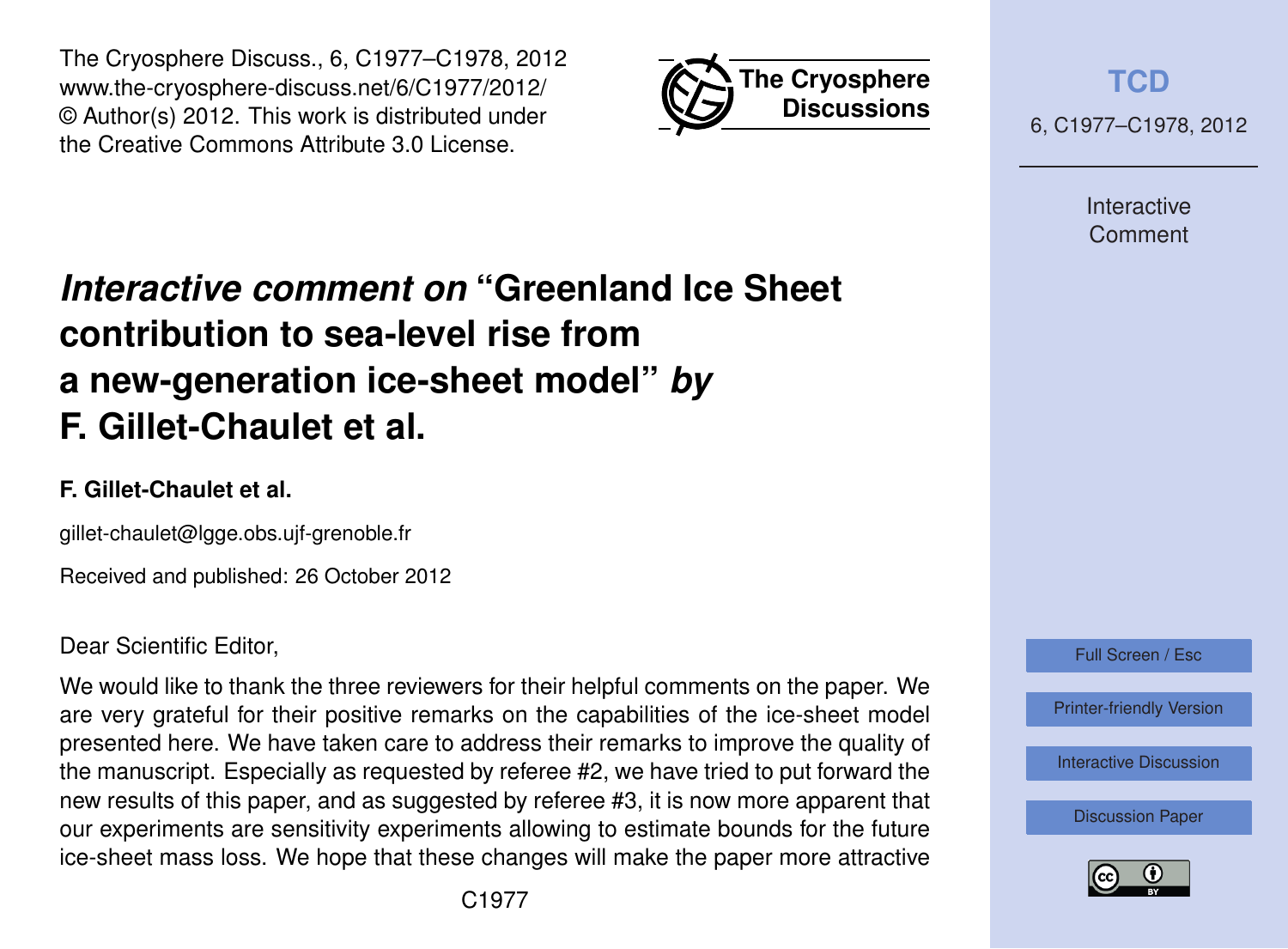# *Interactive comment on* "Greenland Ice Sheet contribution to sea-level rise from a new-generation ice-sheet model" *by* F. Gillet-Chaulet et al.

**F. Gillet-Chaulet et al.**

gillet-chaulet@lgge.obs.ujf-grenoble.fr

Received and published: 26 October 2012

Dear Scientific Editor,

We would like to thank the three reviewers for their helpful comments on the paper. We are very grateful for their positive remarks on the capabilities of the ice-sheet model presented here. We have taken care to address their remarks to improve the quality of the manuscript. Especially as requested by referee #2, we have tried to put forward the new results of this paper, and as suggested by referee #3, it is now more apparent that our experiments are sensitivity experiments allowing to estimate bounds for the future ice-sheet mass loss. We hope that these changes will make the paper more attractive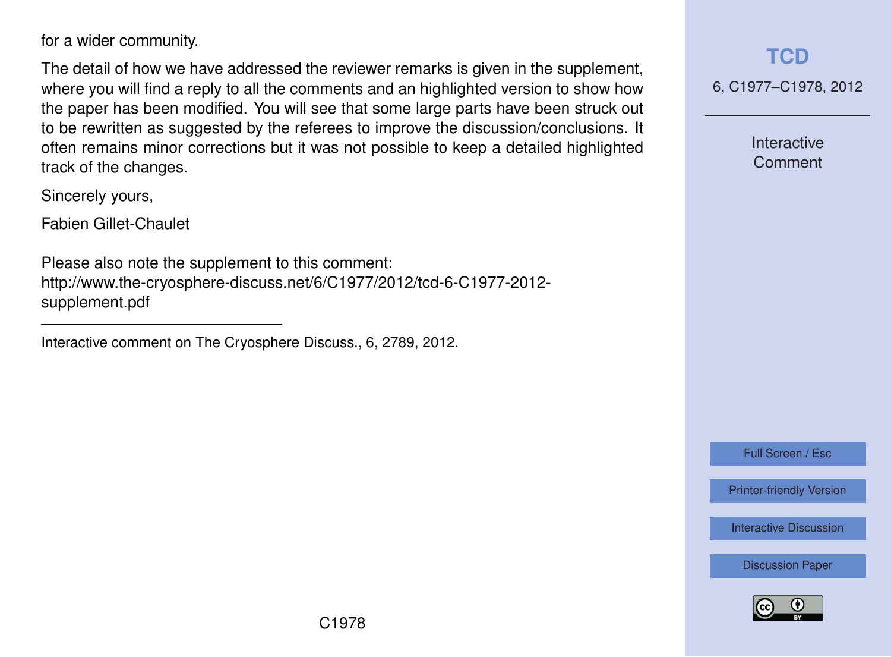for a wider community.

The detail of how we have addressed the reviewer remarks is given in the supplement, where you will find a reply to all the comments and an highlighted version to show how the paper has been modified. You will see that some large parts have been struck out to be rewritten as suggested by the referees to improve the discussion/conclusions. It often remains minor corrections but it was not possible to keep a detailed highlighted track of the changes.

Sincerely yours,

Fabien Gillet-Chaulet

Please also note the supplement to this comment:
http://www.the-cryosphere-discuss.net/6/C1977/2012/tcd-6-C1977-2012-supplement.pdf

---

Interactive comment on The Cryosphere Discuss., 6, 2789, 2012.